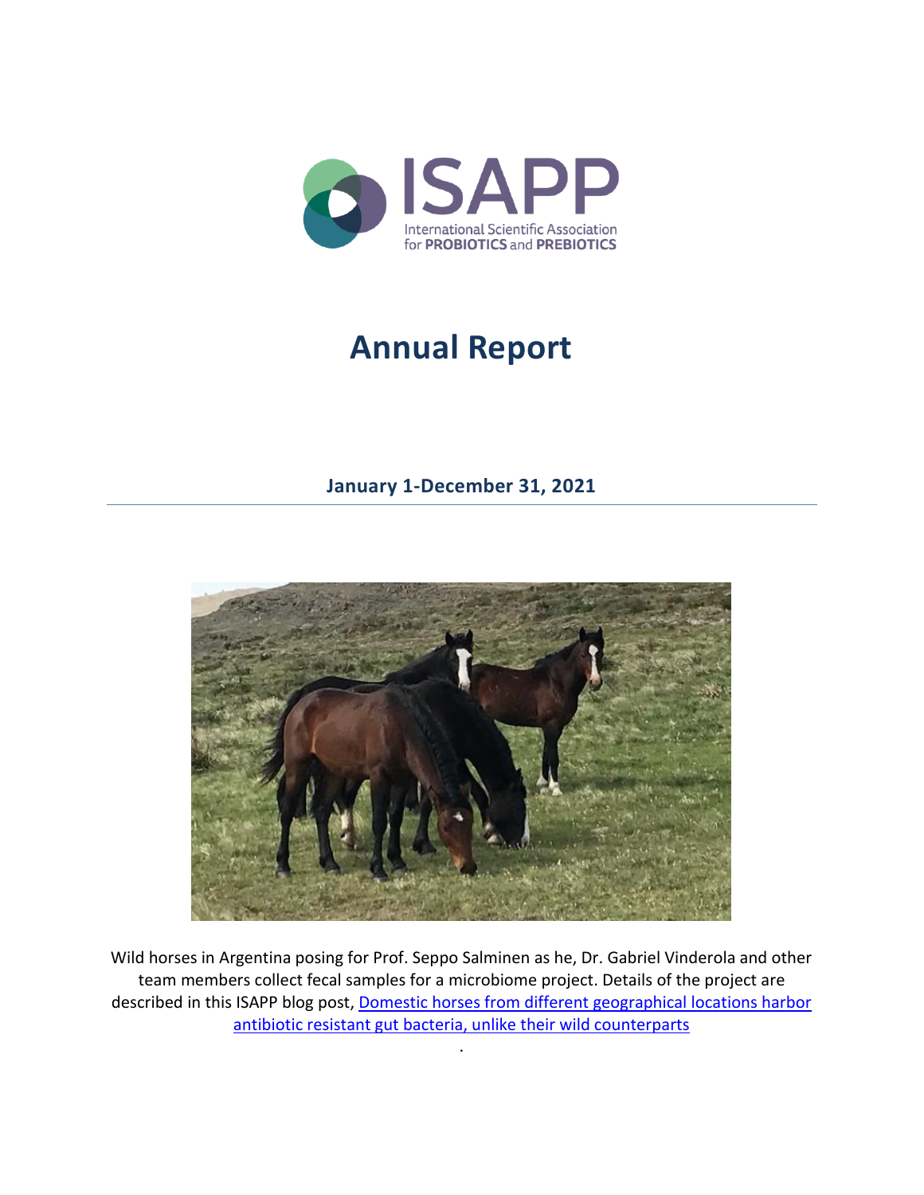ISAPP

International Scientific Association for PROBIOTICS and PREBIOTICS

# Annual Report

**January 1-December 31, 2021**

Wild horses in Argentina posing for Prof. Seppo Salminen as he, Dr. Gabriel Vinderola and other team members collect fecal samples for a microbiome project. Details of the project are described in this ISAPP blog post, [Domestic horses from different geographical locations harbor antibiotic resistant gut bacteria, unlike their wild counterparts]()

.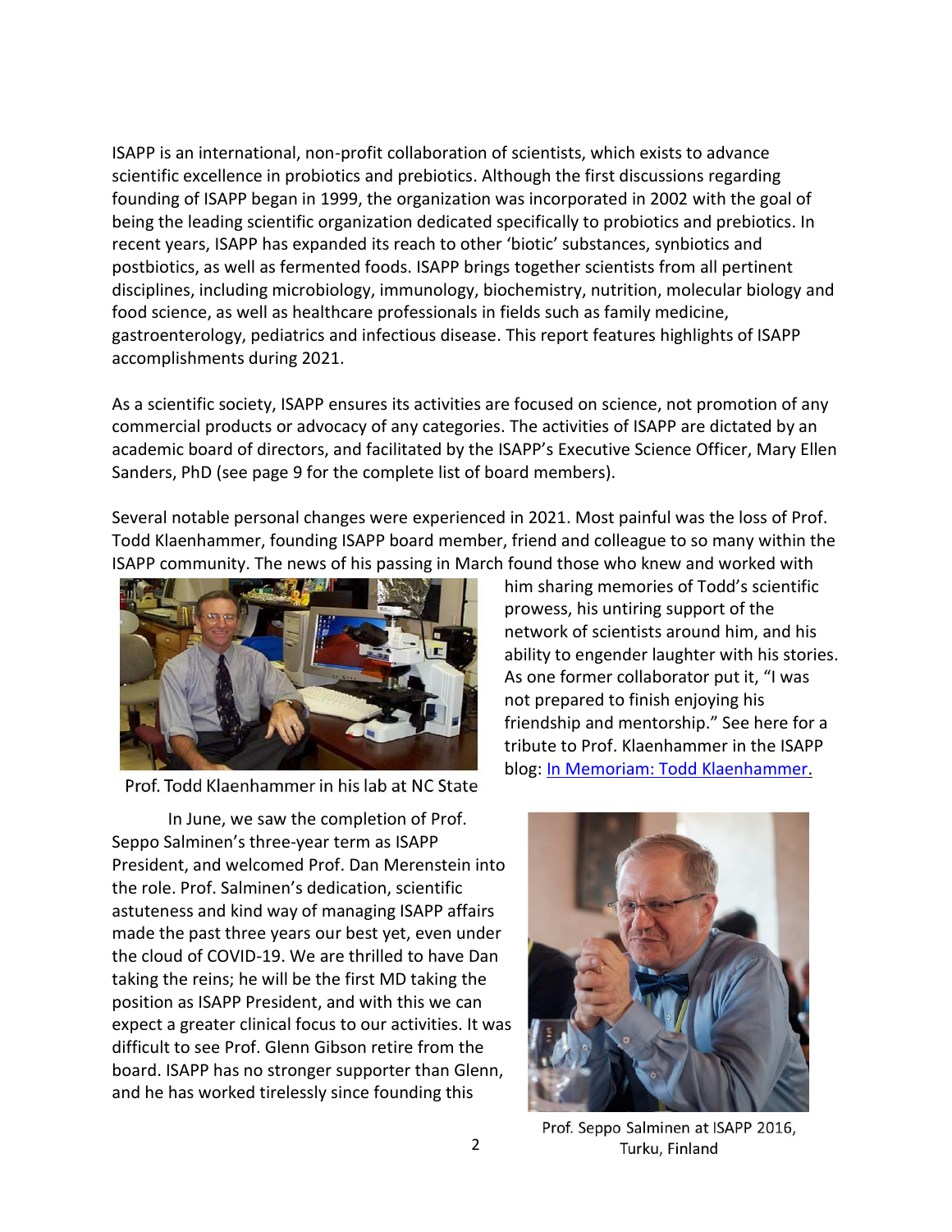ISAPP is an international, non-profit collaboration of scientists, which exists to advance scientific excellence in probiotics and prebiotics. Although the first discussions regarding founding of ISAPP began in 1999, the organization was incorporated in 2002 with the goal of being the leading scientific organization dedicated specifically to probiotics and prebiotics. In recent years, ISAPP has expanded its reach to other 'biotic' substances, synbiotics and postbiotics, as well as fermented foods. ISAPP brings together scientists from all pertinent disciplines, including microbiology, immunology, biochemistry, nutrition, molecular biology and food science, as well as healthcare professionals in fields such as family medicine, gastroenterology, pediatrics and infectious disease. This report features highlights of ISAPP accomplishments during 2021.

As a scientific society, ISAPP ensures its activities are focused on science, not promotion of any commercial products or advocacy of any categories. The activities of ISAPP are dictated by an academic board of directors, and facilitated by the ISAPP's Executive Science Officer, Mary Ellen Sanders, PhD (see page 9 for the complete list of board members).

Several notable personal changes were experienced in 2021. Most painful was the loss of Prof. Todd Klaenhammer, founding ISAPP board member, friend and colleague to so many within the ISAPP community. The news of his passing in March found those who knew and worked with him sharing memories of Todd's scientific prowess, his untiring support of the network of scientists around him, and his ability to engender laughter with his stories. As one former collaborator put it, "I was not prepared to finish enjoying his friendship and mentorship." See here for a tribute to Prof. Klaenhammer in the ISAPP blog: [In Memoriam: Todd Klaenhammer.]

Prof. Todd Klaenhammer in his lab at NC State

In June, we saw the completion of Prof. Seppo Salminen's three-year term as ISAPP President, and welcomed Prof. Dan Merenstein into the role. Prof. Salminen's dedication, scientific astuteness and kind way of managing ISAPP affairs made the past three years our best yet, even under the cloud of COVID-19. We are thrilled to have Dan taking the reins; he will be the first MD taking the position as ISAPP President, and with this we can expect a greater clinical focus to our activities. It was difficult to see Prof. Glenn Gibson retire from the board. ISAPP has no stronger supporter than Glenn, and he has worked tirelessly since founding this

Prof. Seppo Salminen at ISAPP 2016, Turku, Finland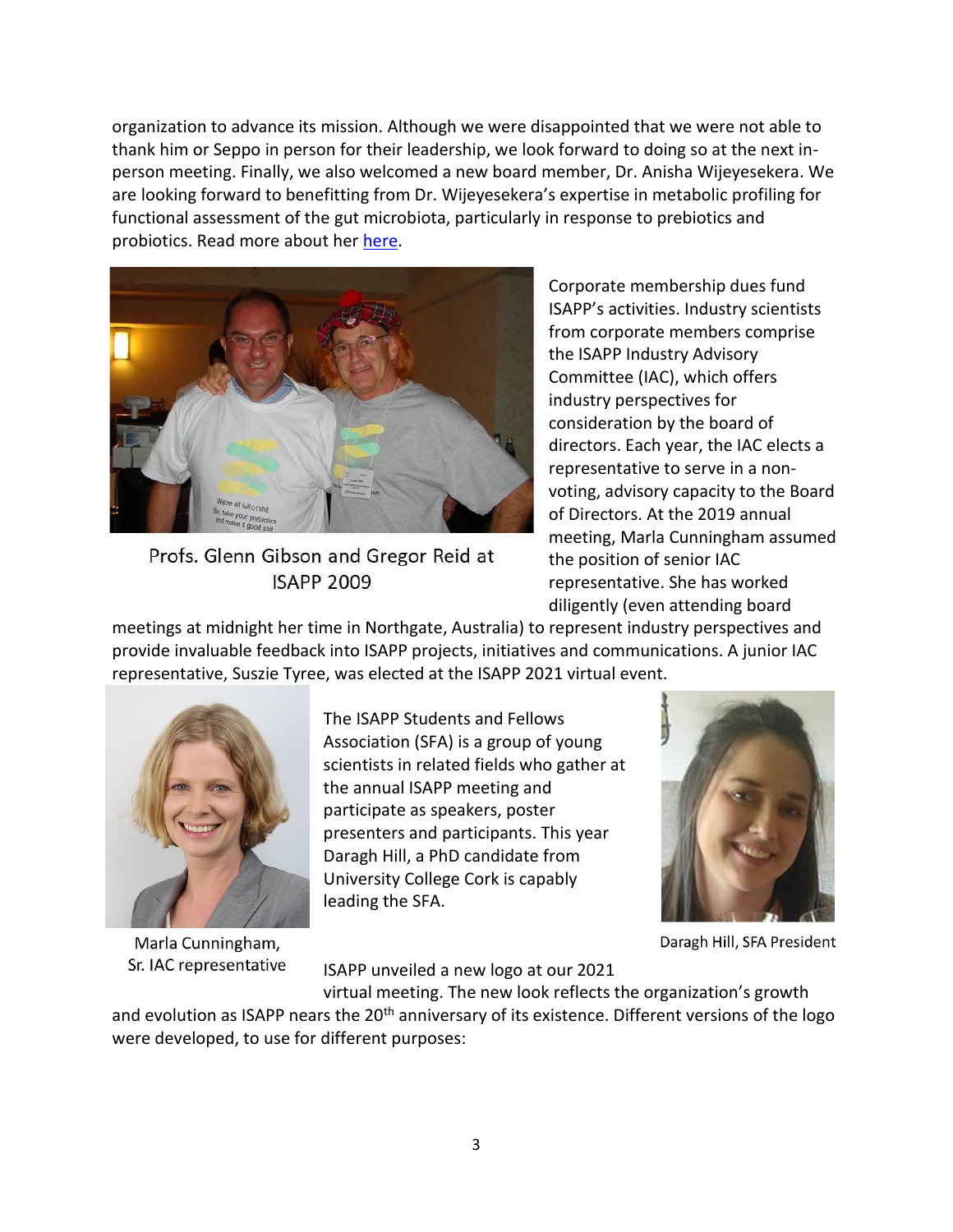organization to advance its mission. Although we were disappointed that we were not able to thank him or Seppo in person for their leadership, we look forward to doing so at the next in-person meeting. Finally, we also welcomed a new board member, Dr. Anisha Wijeyesekera. We are looking forward to benefitting from Dr. Wijeyesekera's expertise in metabolic profiling for functional assessment of the gut microbiota, particularly in response to prebiotics and probiotics. Read more about her [here](#).

Profs. Glenn Gibson and Gregor Reid at ISAPP 2009

Corporate membership dues fund ISAPP's activities. Industry scientists from corporate members comprise the ISAPP Industry Advisory Committee (IAC), which offers industry perspectives for consideration by the board of directors. Each year, the IAC elects a representative to serve in a non-voting, advisory capacity to the Board of Directors. At the 2019 annual meeting, Marla Cunningham assumed the position of senior IAC representative. She has worked diligently (even attending board meetings at midnight her time in Northgate, Australia) to represent industry perspectives and provide invaluable feedback into ISAPP projects, initiatives and communications. A junior IAC representative, Suszie Tyree, was elected at the ISAPP 2021 virtual event.

Marla Cunningham, Sr. IAC representative

The ISAPP Students and Fellows Association (SFA) is a group of young scientists in related fields who gather at the annual ISAPP meeting and participate as speakers, poster presenters and participants. This year Daragh Hill, a PhD candidate from University College Cork is capably leading the SFA.

Daragh Hill, SFA President

ISAPP unveiled a new logo at our 2021 virtual meeting. The new look reflects the organization's growth and evolution as ISAPP nears the 20th anniversary of its existence. Different versions of the logo were developed, to use for different purposes: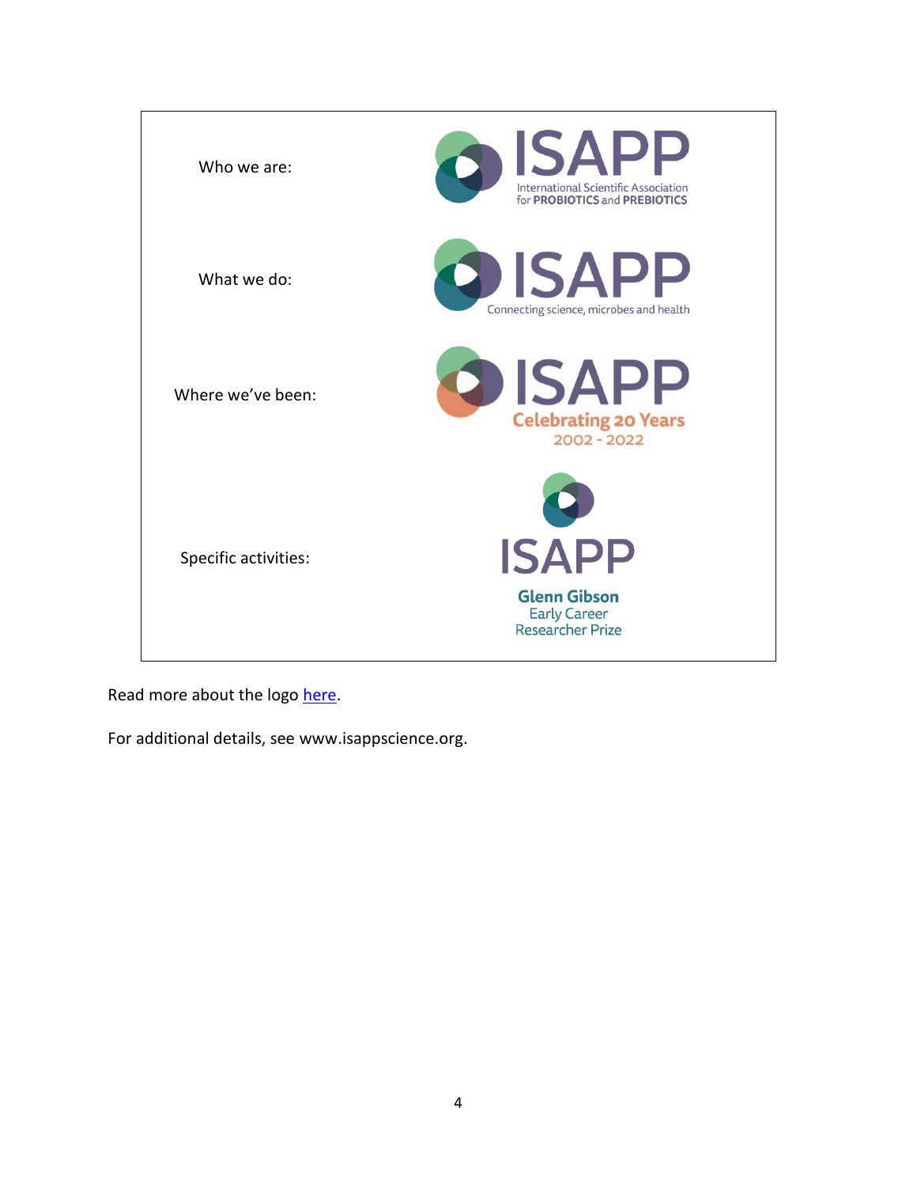| | |
|---|---|
| Who we are: | ISAPP International Scientific Association for PROBIOTICS and PREBIOTICS |
| What we do: | ISAPP Connecting science, microbes and health |
| Where we've been: | ISAPP Celebrating 20 Years 2002 - 2022 |
| Specific activities: | ISAPP Glenn Gibson Early Career Researcher Prize |

Read more about the logo [here](here).

For additional details, see www.isappscience.org.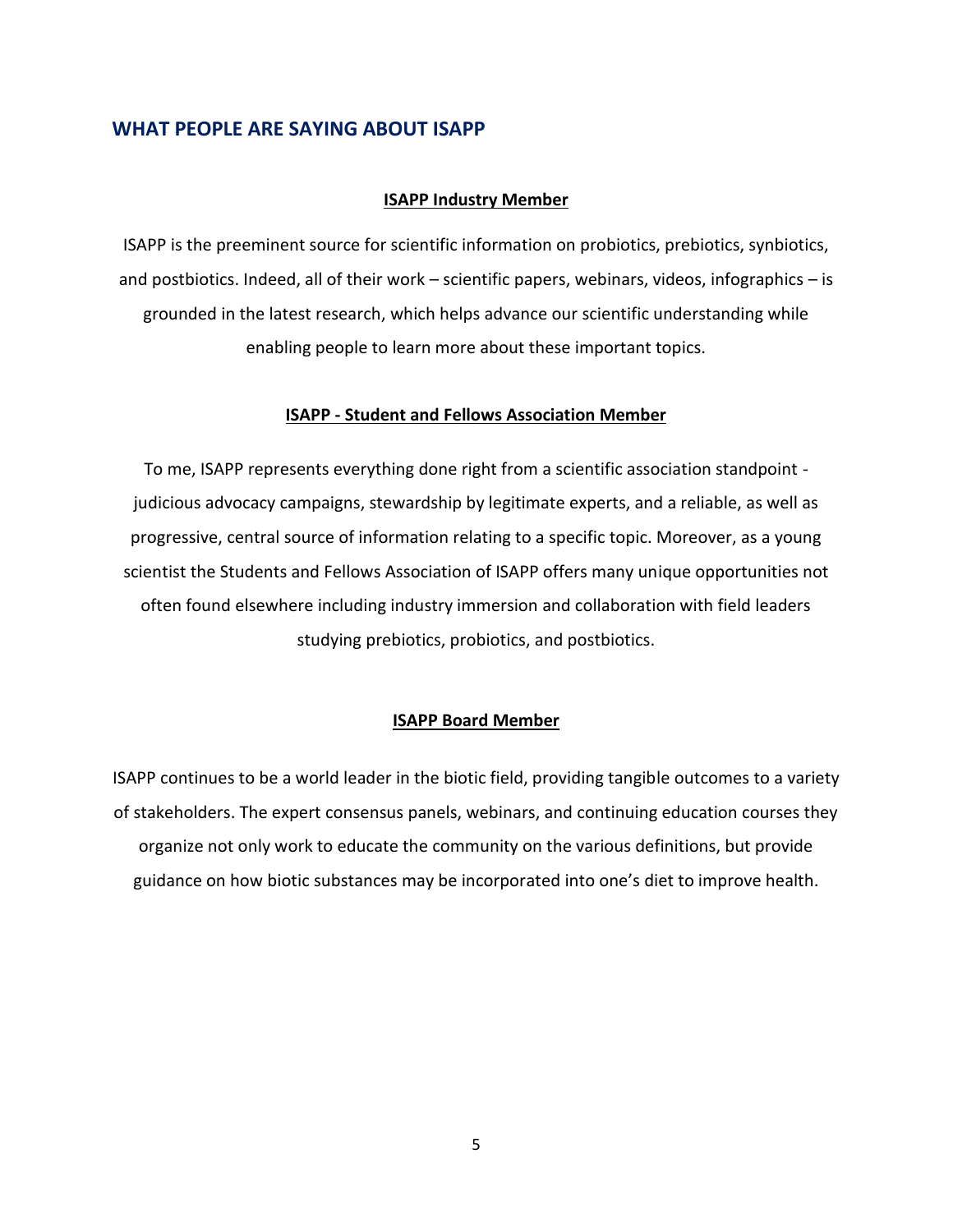## WHAT PEOPLE ARE SAYING ABOUT ISAPP

**ISAPP Industry Member**

ISAPP is the preeminent source for scientific information on probiotics, prebiotics, synbiotics, and postbiotics. Indeed, all of their work – scientific papers, webinars, videos, infographics – is grounded in the latest research, which helps advance our scientific understanding while enabling people to learn more about these important topics.

**ISAPP - Student and Fellows Association Member**

To me, ISAPP represents everything done right from a scientific association standpoint - judicious advocacy campaigns, stewardship by legitimate experts, and a reliable, as well as progressive, central source of information relating to a specific topic. Moreover, as a young scientist the Students and Fellows Association of ISAPP offers many unique opportunities not often found elsewhere including industry immersion and collaboration with field leaders studying prebiotics, probiotics, and postbiotics.

**ISAPP Board Member**

ISAPP continues to be a world leader in the biotic field, providing tangible outcomes to a variety of stakeholders. The expert consensus panels, webinars, and continuing education courses they organize not only work to educate the community on the various definitions, but provide guidance on how biotic substances may be incorporated into one's diet to improve health.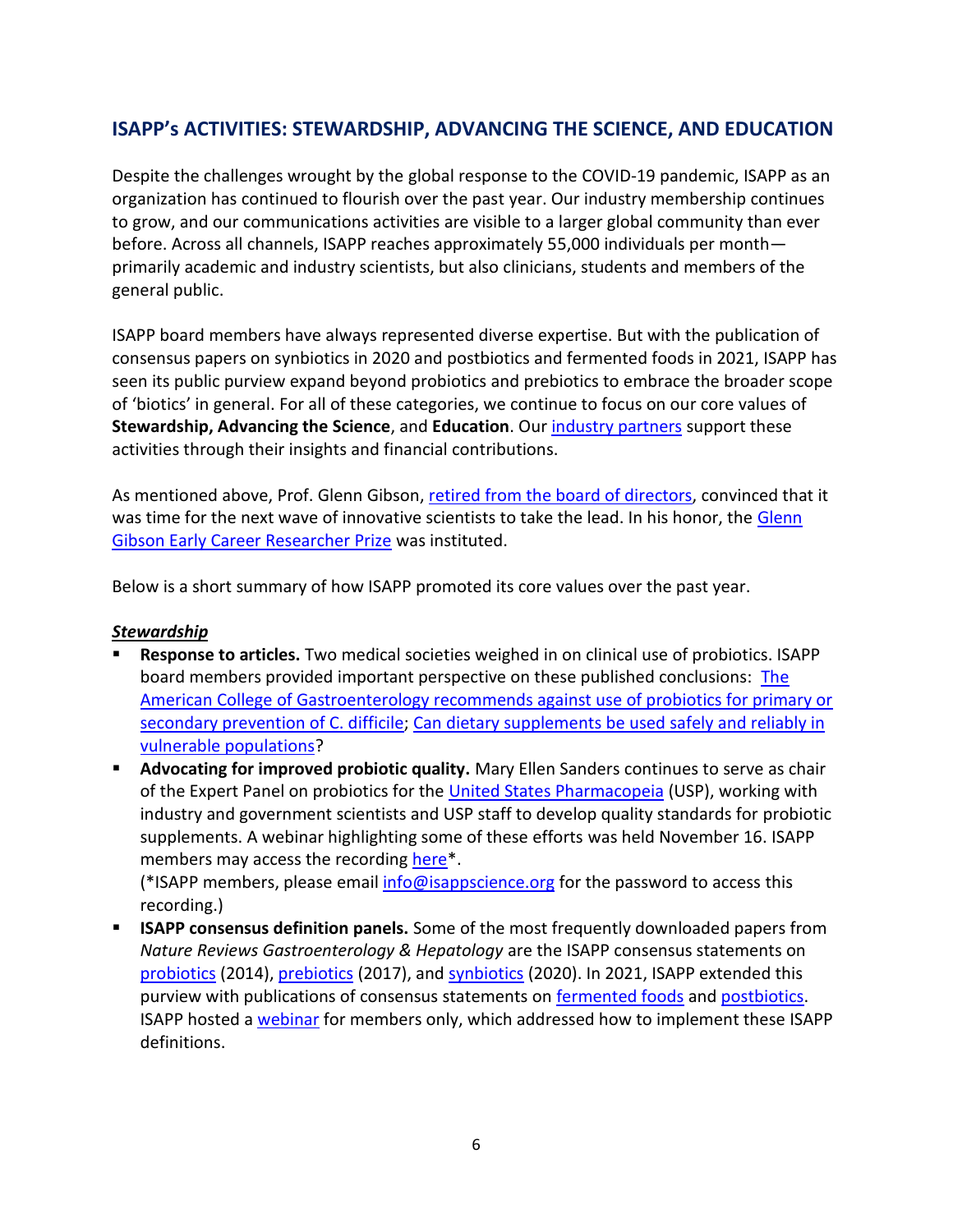## ISAPP's ACTIVITIES: STEWARDSHIP, ADVANCING THE SCIENCE, AND EDUCATION

Despite the challenges wrought by the global response to the COVID-19 pandemic, ISAPP as an organization has continued to flourish over the past year. Our industry membership continues to grow, and our communications activities are visible to a larger global community than ever before. Across all channels, ISAPP reaches approximately 55,000 individuals per month—primarily academic and industry scientists, but also clinicians, students and members of the general public.

ISAPP board members have always represented diverse expertise. But with the publication of consensus papers on synbiotics in 2020 and postbiotics and fermented foods in 2021, ISAPP has seen its public purview expand beyond probiotics and prebiotics to embrace the broader scope of 'biotics' in general. For all of these categories, we continue to focus on our core values of **Stewardship, Advancing the Science**, and **Education**. Our industry partners support these activities through their insights and financial contributions.

As mentioned above, Prof. Glenn Gibson, retired from the board of directors, convinced that it was time for the next wave of innovative scientists to take the lead. In his honor, the Glenn Gibson Early Career Researcher Prize was instituted.

Below is a short summary of how ISAPP promoted its core values over the past year.

***Stewardship***

- **Response to articles.** Two medical societies weighed in on clinical use of probiotics. ISAPP board members provided important perspective on these published conclusions: The American College of Gastroenterology recommends against use of probiotics for primary or secondary prevention of C. difficile; Can dietary supplements be used safely and reliably in vulnerable populations?
- **Advocating for improved probiotic quality.** Mary Ellen Sanders continues to serve as chair of the Expert Panel on probiotics for the United States Pharmacopeia (USP), working with industry and government scientists and USP staff to develop quality standards for probiotic supplements. A webinar highlighting some of these efforts was held November 16. ISAPP members may access the recording here*.
  (*ISAPP members, please email info@isappscience.org for the password to access this recording.)
- **ISAPP consensus definition panels.** Some of the most frequently downloaded papers from *Nature Reviews Gastroenterology & Hepatology* are the ISAPP consensus statements on probiotics (2014), prebiotics (2017), and synbiotics (2020). In 2021, ISAPP extended this purview with publications of consensus statements on fermented foods and postbiotics. ISAPP hosted a webinar for members only, which addressed how to implement these ISAPP definitions.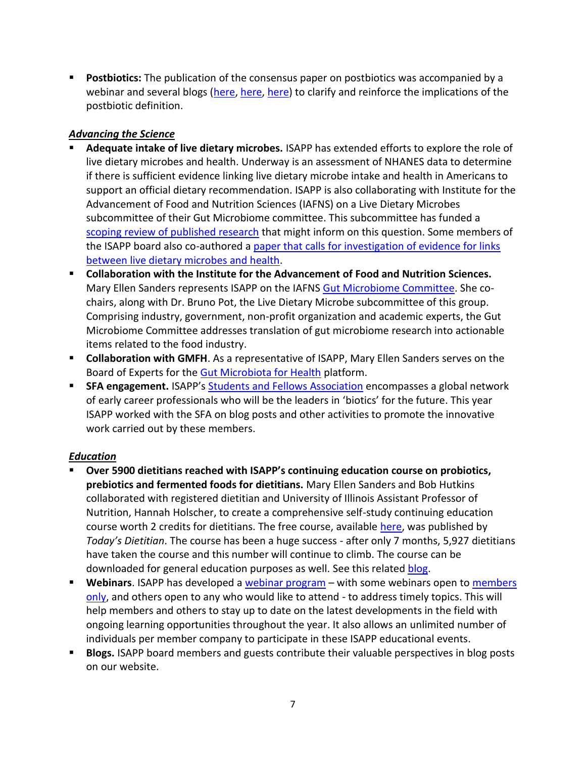- **Postbiotics:** The publication of the consensus paper on postbiotics was accompanied by a webinar and several blogs (here, here, here) to clarify and reinforce the implications of the postbiotic definition.

***Advancing the Science***

- **Adequate intake of live dietary microbes.** ISAPP has extended efforts to explore the role of live dietary microbes and health. Underway is an assessment of NHANES data to determine if there is sufficient evidence linking live dietary microbe intake and health in Americans to support an official dietary recommendation. ISAPP is also collaborating with Institute for the Advancement of Food and Nutrition Sciences (IAFNS) on a Live Dietary Microbes subcommittee of their Gut Microbiome committee. This subcommittee has funded a scoping review of published research that might inform on this question. Some members of the ISAPP board also co-authored a paper that calls for investigation of evidence for links between live dietary microbes and health.
- **Collaboration with the Institute for the Advancement of Food and Nutrition Sciences.** Mary Ellen Sanders represents ISAPP on the IAFNS Gut Microbiome Committee. She co-chairs, along with Dr. Bruno Pot, the Live Dietary Microbe subcommittee of this group. Comprising industry, government, non-profit organization and academic experts, the Gut Microbiome Committee addresses translation of gut microbiome research into actionable items related to the food industry.
- **Collaboration with GMFH**. As a representative of ISAPP, Mary Ellen Sanders serves on the Board of Experts for the Gut Microbiota for Health platform.
- **SFA engagement.** ISAPP's Students and Fellows Association encompasses a global network of early career professionals who will be the leaders in 'biotics' for the future. This year ISAPP worked with the SFA on blog posts and other activities to promote the innovative work carried out by these members.

***Education***

- **Over 5900 dietitians reached with ISAPP's continuing education course on probiotics, prebiotics and fermented foods for dietitians.** Mary Ellen Sanders and Bob Hutkins collaborated with registered dietitian and University of Illinois Assistant Professor of Nutrition, Hannah Holscher, to create a comprehensive self-study continuing education course worth 2 credits for dietitians. The free course, available here, was published by *Today's Dietitian*. The course has been a huge success - after only 7 months, 5,927 dietitians have taken the course and this number will continue to climb. The course can be downloaded for general education purposes as well. See this related blog.
- **Webinars**. ISAPP has developed a webinar program – with some webinars open to members only, and others open to any who would like to attend - to address timely topics. This will help members and others to stay up to date on the latest developments in the field with ongoing learning opportunities throughout the year. It also allows an unlimited number of individuals per member company to participate in these ISAPP educational events.
- **Blogs.** ISAPP board members and guests contribute their valuable perspectives in blog posts on our website.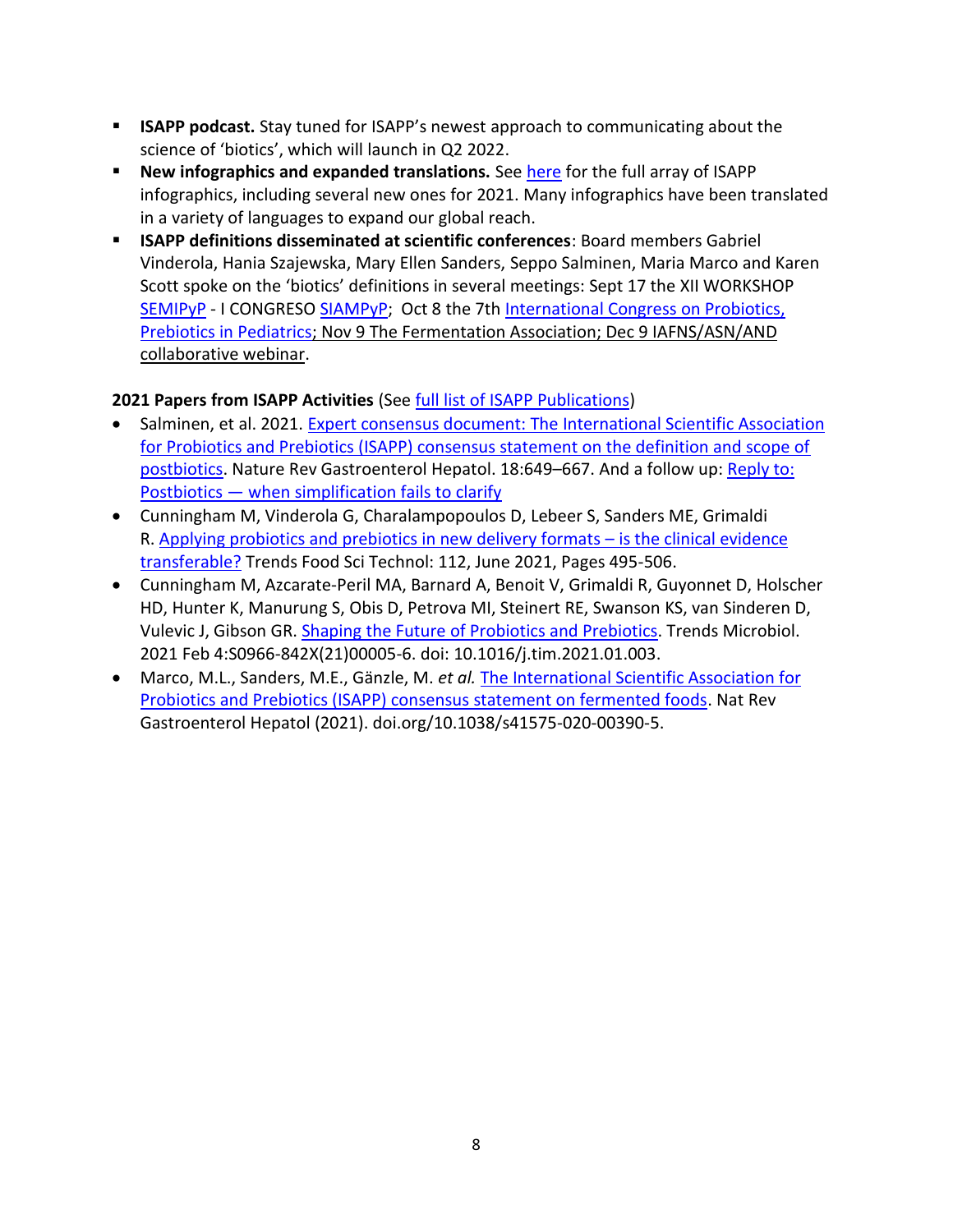- **ISAPP podcast.** Stay tuned for ISAPP's newest approach to communicating about the science of 'biotics', which will launch in Q2 2022.
- **New infographics and expanded translations.** See here for the full array of ISAPP infographics, including several new ones for 2021. Many infographics have been translated in a variety of languages to expand our global reach.
- **ISAPP definitions disseminated at scientific conferences**: Board members Gabriel Vinderola, Hania Szajewska, Mary Ellen Sanders, Seppo Salminen, Maria Marco and Karen Scott spoke on the 'biotics' definitions in several meetings: Sept 17 the XII WORKSHOP SEMIPyP - I CONGRESO SIAMPyP; Oct 8 the 7th International Congress on Probiotics, Prebiotics in Pediatrics; Nov 9 The Fermentation Association; Dec 9 IAFNS/ASN/AND collaborative webinar.

**2021 Papers from ISAPP Activities** (See full list of ISAPP Publications)

- Salminen, et al. 2021. Expert consensus document: The International Scientific Association for Probiotics and Prebiotics (ISAPP) consensus statement on the definition and scope of postbiotics. Nature Rev Gastroenterol Hepatol. 18:649–667. And a follow up: Reply to: Postbiotics — when simplification fails to clarify
- Cunningham M, Vinderola G, Charalampopoulos D, Lebeer S, Sanders ME, Grimaldi R. Applying probiotics and prebiotics in new delivery formats – is the clinical evidence transferable? Trends Food Sci Technol: 112, June 2021, Pages 495-506.
- Cunningham M, Azcarate-Peril MA, Barnard A, Benoit V, Grimaldi R, Guyonnet D, Holscher HD, Hunter K, Manurung S, Obis D, Petrova MI, Steinert RE, Swanson KS, van Sinderen D, Vulevic J, Gibson GR. Shaping the Future of Probiotics and Prebiotics. Trends Microbiol. 2021 Feb 4:S0966-842X(21)00005-6. doi: 10.1016/j.tim.2021.01.003.
- Marco, M.L., Sanders, M.E., Gänzle, M. *et al.* The International Scientific Association for Probiotics and Prebiotics (ISAPP) consensus statement on fermented foods. Nat Rev Gastroenterol Hepatol (2021). doi.org/10.1038/s41575-020-00390-5.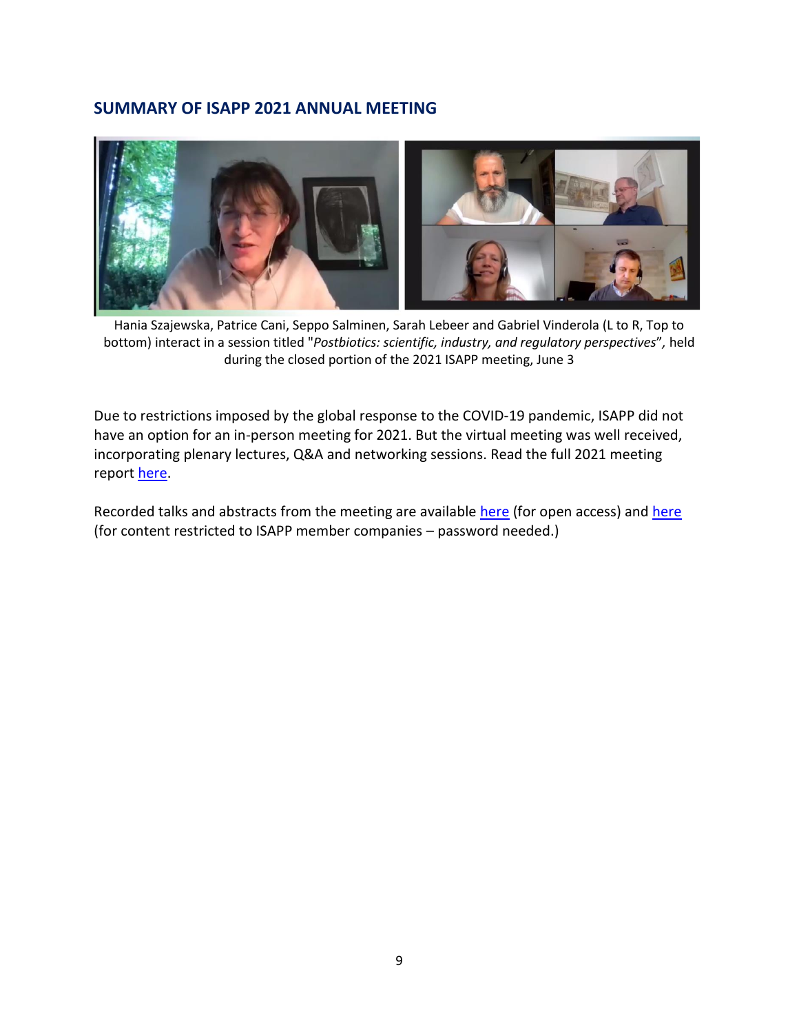## SUMMARY OF ISAPP 2021 ANNUAL MEETING

Hania Szajewska, Patrice Cani, Seppo Salminen, Sarah Lebeer and Gabriel Vinderola (L to R, Top to bottom) interact in a session titled "*Postbiotics: scientific, industry, and regulatory perspectives*", held during the closed portion of the 2021 ISAPP meeting, June 3

Due to restrictions imposed by the global response to the COVID-19 pandemic, ISAPP did not have an option for an in-person meeting for 2021. But the virtual meeting was well received, incorporating plenary lectures, Q&A and networking sessions. Read the full 2021 meeting report here.

Recorded talks and abstracts from the meeting are available here (for open access) and here (for content restricted to ISAPP member companies – password needed.)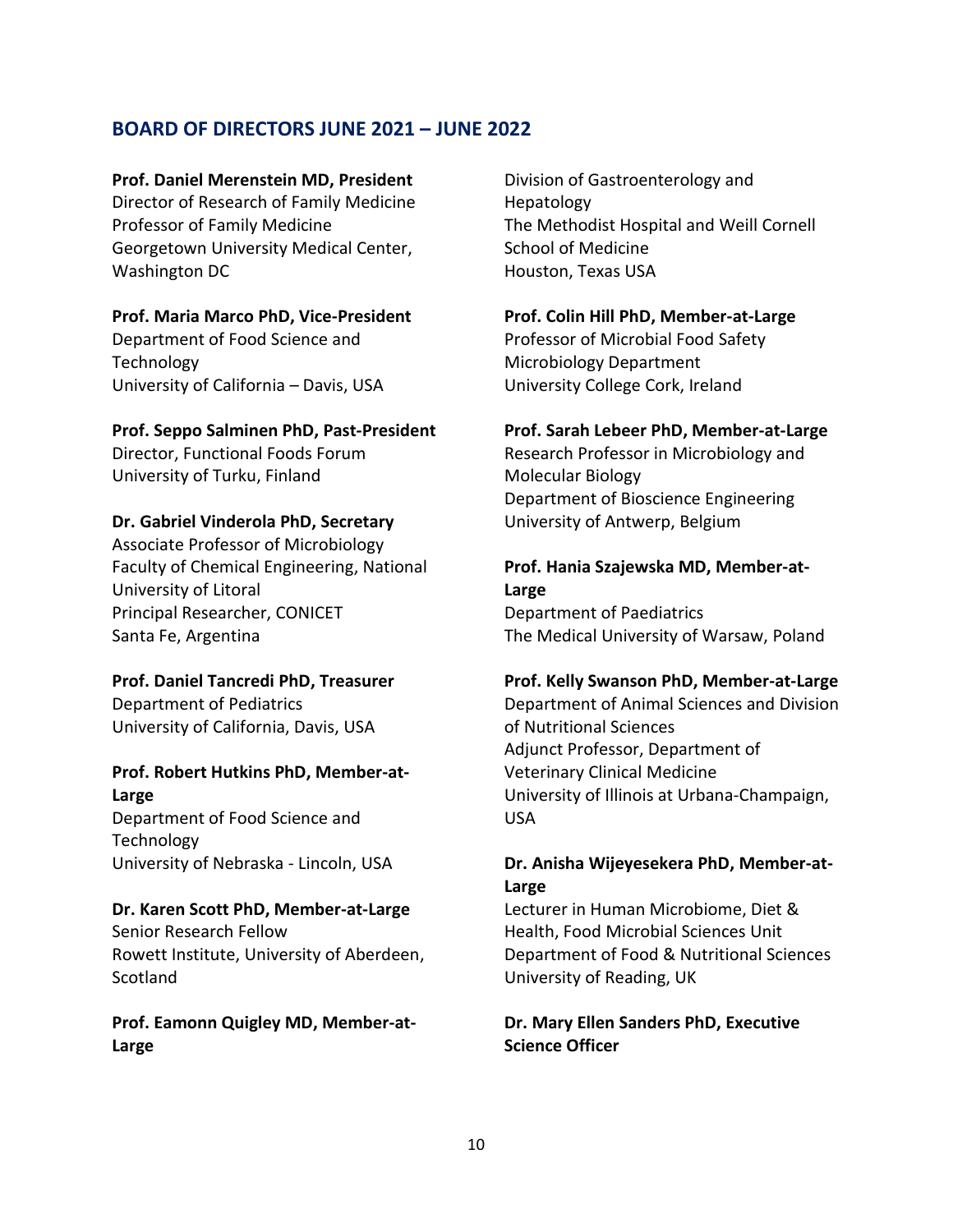## BOARD OF DIRECTORS JUNE 2021 – JUNE 2022

**Prof. Daniel Merenstein MD, President**
Director of Research of Family Medicine
Professor of Family Medicine
Georgetown University Medical Center, Washington DC

**Prof. Maria Marco PhD, Vice-President**
Department of Food Science and Technology
University of California – Davis, USA

**Prof. Seppo Salminen PhD, Past-President**
Director, Functional Foods Forum
University of Turku, Finland

**Dr. Gabriel Vinderola PhD, Secretary**
Associate Professor of Microbiology
Faculty of Chemical Engineering, National University of Litoral
Principal Researcher, CONICET
Santa Fe, Argentina

**Prof. Daniel Tancredi PhD, Treasurer**
Department of Pediatrics
University of California, Davis, USA

**Prof. Robert Hutkins PhD, Member-at-Large**
Department of Food Science and Technology
University of Nebraska - Lincoln, USA

**Dr. Karen Scott PhD, Member-at-Large**
Senior Research Fellow
Rowett Institute, University of Aberdeen, Scotland

**Prof. Eamonn Quigley MD, Member-at-Large**
Division of Gastroenterology and Hepatology
The Methodist Hospital and Weill Cornell School of Medicine
Houston, Texas USA

**Prof. Colin Hill PhD, Member-at-Large**
Professor of Microbial Food Safety
Microbiology Department
University College Cork, Ireland

**Prof. Sarah Lebeer PhD, Member-at-Large**
Research Professor in Microbiology and Molecular Biology
Department of Bioscience Engineering
University of Antwerp, Belgium

**Prof. Hania Szajewska MD, Member-at-Large**
Department of Paediatrics
The Medical University of Warsaw, Poland

**Prof. Kelly Swanson PhD, Member-at-Large**
Department of Animal Sciences and Division of Nutritional Sciences
Adjunct Professor, Department of Veterinary Clinical Medicine
University of Illinois at Urbana-Champaign, USA

**Dr. Anisha Wijeyesekera PhD, Member-at-Large**
Lecturer in Human Microbiome, Diet & Health, Food Microbial Sciences Unit
Department of Food & Nutritional Sciences
University of Reading, UK

**Dr. Mary Ellen Sanders PhD, Executive Science Officer**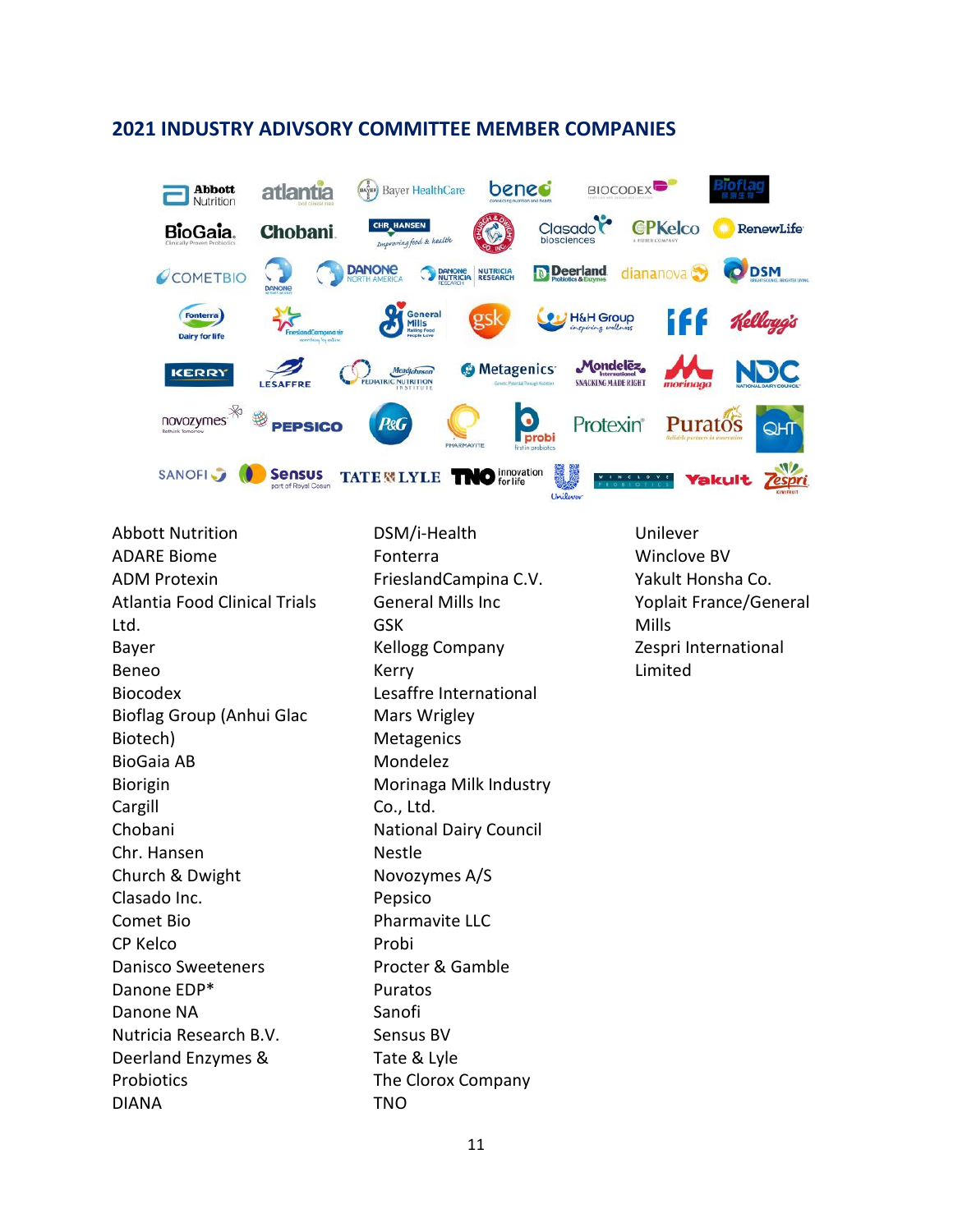## 2021 INDUSTRY ADIVSORY COMMITTEE MEMBER COMPANIES

Abbott Nutrition
ADARE Biome
ADM Protexin
Atlantia Food Clinical Trials Ltd.
Bayer
Beneo
Biocodex
Bioflag Group (Anhui Glac Biotech)
BioGaia AB
Biorigin
Cargill
Chobani
Chr. Hansen
Church & Dwight
Clasado Inc.
Comet Bio
CP Kelco
Danisco Sweeteners
Danone EDP*
Danone NA
Nutricia Research B.V.
Deerland Enzymes & Probiotics
DIANA
DSM/i-Health
Fonterra
FrieslandCampina C.V.
General Mills Inc
GSK
Kellogg Company
Kerry
Lesaffre International
Mars Wrigley
Metagenics
Mondelez
Morinaga Milk Industry Co., Ltd.
National Dairy Council
Nestle
Novozymes A/S
Pepsico
Pharmavite LLC
Probi
Procter & Gamble
Puratos
Sanofi
Sensus BV
Tate & Lyle
The Clorox Company
TNO
Unilever
Winclove BV
Yakult Honsha Co.
Yoplait France/General Mills
Zespri International Limited